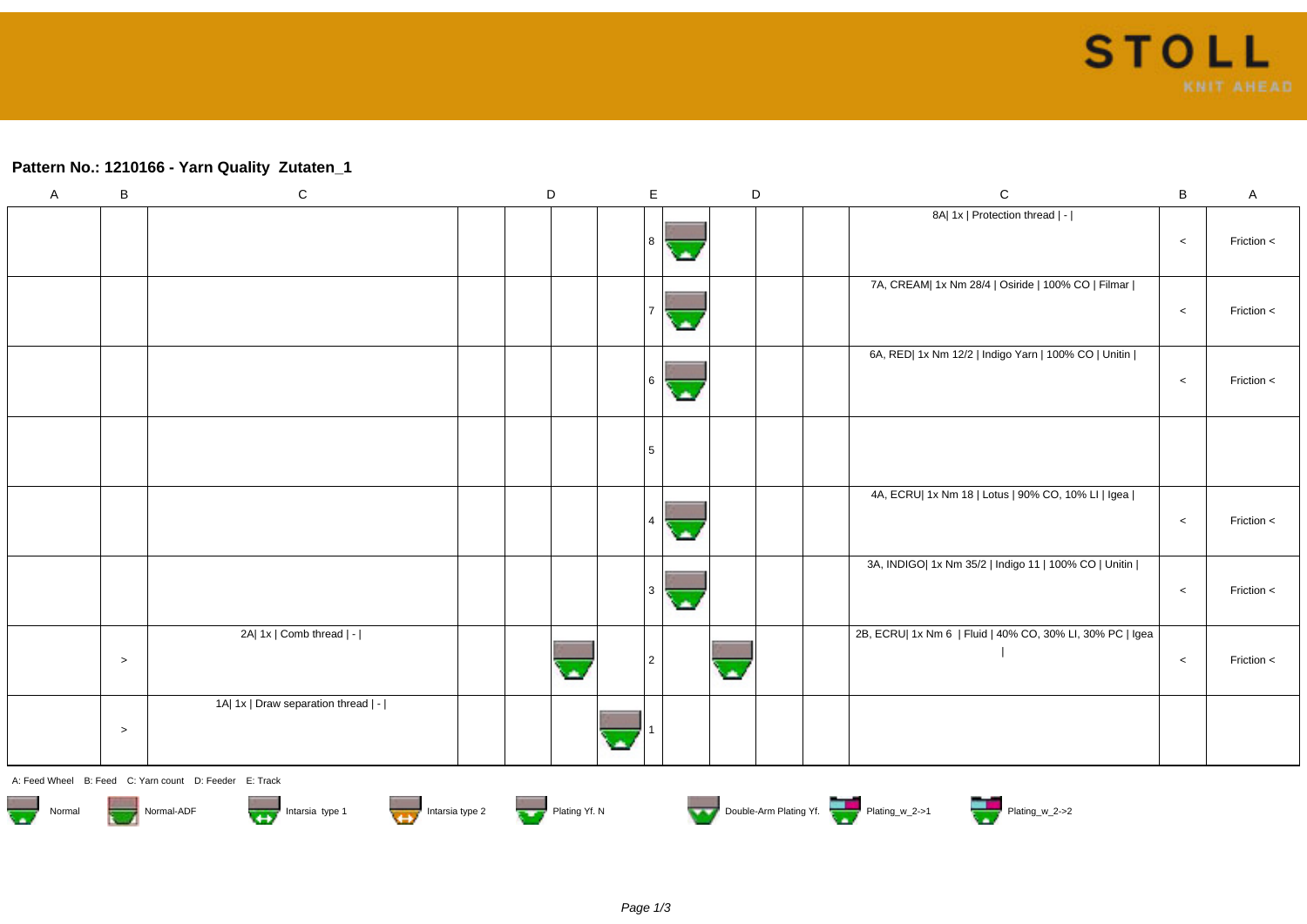STOLL

KNIT AHEAD

## Pattern No.: 1210166 - Yarn Quality  Zutaten_1

| A | B | C | | D | | E | | D | | | C | B | A |
|---|---|---|---|---|---|---|---|---|---|---|---|---|---|
| | | | | | | 8 | | | | | 8A\| 1x \| Protection thread \| - \| | < | Friction < |
| | | | | | | 7 | | | | | 7A, CREAM\| 1x Nm 28/4 \| Osiride \| 100% CO \| Filmar \| | < | Friction < |
| | | | | | | 6 | | | | | 6A, RED\| 1x Nm 12/2 \| Indigo Yarn \| 100% CO \| Unitin \| | < | Friction < |
| | | | | | | 5 | | | | | | | |
| | | | | | | 4 | | | | | 4A, ECRU\| 1x Nm 18 \| Lotus \| 90% CO, 10% LI \| Igea \| | < | Friction < |
| | | | | | | 3 | | | | | 3A, INDIGO\| 1x Nm 35/2 \| Indigo 11 \| 100% CO \| Unitin \| | < | Friction < |
| | > | 2A\| 1x \| Comb thread \| - \| | | | | 2 | | | | | 2B, ECRU\| 1x Nm 6 \| Fluid \| 40% CO, 30% LI, 30% PC \| Igea \| | < | Friction < |
| | > | 1A\| 1x \| Draw separation thread \| - \| | | | | 1 | | | | | | | |

A: Feed Wheel  B: Feed  C: Yarn count  D: Feeder  E: Track

Normal  Normal-ADF  Intarsia type 1  Intarsia type 2  Plating Yf. N  Double-Arm Plating Yf.  Plating_w_2->1  Plating_w_2->2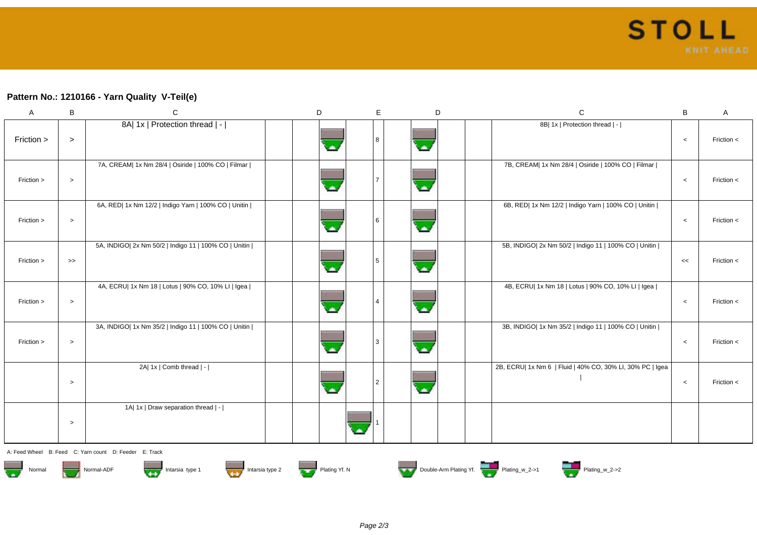## Pattern No.: 1210166 - Yarn Quality V-Teil(e)

| A | B | C | | D | | E | D | | | C | B | A |
|---|---|---|---|---|---|---|---|---|---|---|---|---|
| Friction > | > | 8A\| 1x \| Protection thread \| - \| | | | | 8 | | | | 8B\| 1x \| Protection thread \| - \| | < | Friction < |
| Friction > | > | 7A, CREAM\| 1x Nm 28/4 \| Osiride \| 100% CO \| Filmar \| | | | | 7 | | | | 7B, CREAM\| 1x Nm 28/4 \| Osiride \| 100% CO \| Filmar \| | < | Friction < |
| Friction > | > | 6A, RED\| 1x Nm 12/2 \| Indigo Yarn \| 100% CO \| Unitin \| | | | | 6 | | | | 6B, RED\| 1x Nm 12/2 \| Indigo Yarn \| 100% CO \| Unitin \| | < | Friction < |
| Friction > | >> | 5A, INDIGO\| 2x Nm 50/2 \| Indigo 11 \| 100% CO \| Unitin \| | | | | 5 | | | | 5B, INDIGO\| 2x Nm 50/2 \| Indigo 11 \| 100% CO \| Unitin \| | << | Friction < |
| Friction > | > | 4A, ECRU\| 1x Nm 18 \| Lotus \| 90% CO, 10% LI \| Igea \| | | | | 4 | | | | 4B, ECRU\| 1x Nm 18 \| Lotus \| 90% CO, 10% LI \| Igea \| | < | Friction < |
| Friction > | > | 3A, INDIGO\| 1x Nm 35/2 \| Indigo 11 \| 100% CO \| Unitin \| | | | | 3 | | | | 3B, INDIGO\| 1x Nm 35/2 \| Indigo 11 \| 100% CO \| Unitin \| | < | Friction < |
| | > | 2A\| 1x \| Comb thread \| - \| | | | | 2 | | | | 2B, ECRU\| 1x Nm 6 \| Fluid \| 40% CO, 30% LI, 30% PC \| Igea \| | < | Friction < |
| | > | 1A\| 1x \| Draw separation thread \| - \| | | | | 1 | | | | | | |

A: Feed Wheel B: Feed C: Yarn count D: Feeder E: Track

Normal · Normal-ADF · Intarsia type 1 · Intarsia type 2 · Plating Yf. N · Double-Arm Plating Yf. · Plating_w_2->1 · Plating_w_2->2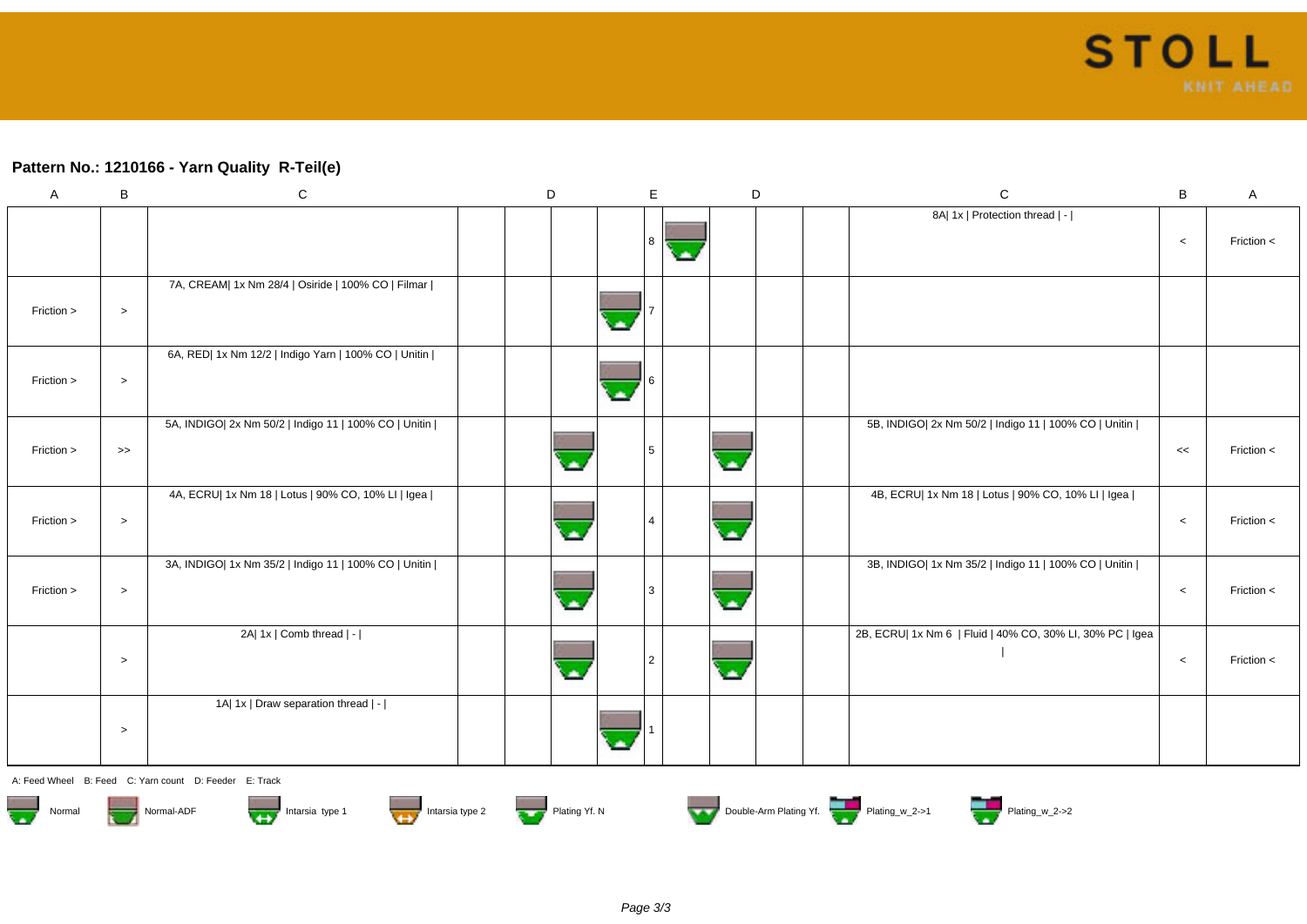**Pattern No.: 1210166 - Yarn Quality R-Teil(e)**

| A | B | C | | D | | | E | | D | | | C | B | A |
|---|---|---|---|---|---|---|---|---|---|---|---|---|---|---|
| | | | | | | | 8 | | | | | 8A\| 1x \| Protection thread \| - \| | < | Friction < |
| Friction > | > | 7A, CREAM\| 1x Nm 28/4 \| Osiride \| 100% CO \| Filmar \| | | | | | 7 | | | | | | | |
| Friction > | > | 6A, RED\| 1x Nm 12/2 \| Indigo Yarn \| 100% CO \| Unitin \| | | | | | 6 | | | | | | | |
| Friction > | >> | 5A, INDIGO\| 2x Nm 50/2 \| Indigo 11 \| 100% CO \| Unitin \| | | | | | 5 | | | | | 5B, INDIGO\| 2x Nm 50/2 \| Indigo 11 \| 100% CO \| Unitin \| | << | Friction < |
| Friction > | > | 4A, ECRU\| 1x Nm 18 \| Lotus \| 90% CO, 10% LI \| Igea \| | | | | | 4 | | | | | 4B, ECRU\| 1x Nm 18 \| Lotus \| 90% CO, 10% LI \| Igea \| | < | Friction < |
| Friction > | > | 3A, INDIGO\| 1x Nm 35/2 \| Indigo 11 \| 100% CO \| Unitin \| | | | | | 3 | | | | | 3B, INDIGO\| 1x Nm 35/2 \| Indigo 11 \| 100% CO \| Unitin \| | < | Friction < |
| | > | 2A\| 1x \| Comb thread \| - \| | | | | | 2 | | | | | 2B, ECRU\| 1x Nm 6 \| Fluid \| 40% CO, 30% LI, 30% PC \| Igea \| | < | Friction < |
| | > | 1A\| 1x \| Draw separation thread \| - \| | | | | | 1 | | | | | | | |

A: Feed Wheel B: Feed C: Yarn count D: Feeder E: Track

Normal Normal-ADF Intarsia type 1 Intarsia type 2 Plating Yf. N Double-Arm Plating Yf. Plating_w_2->1 Plating_w_2->2